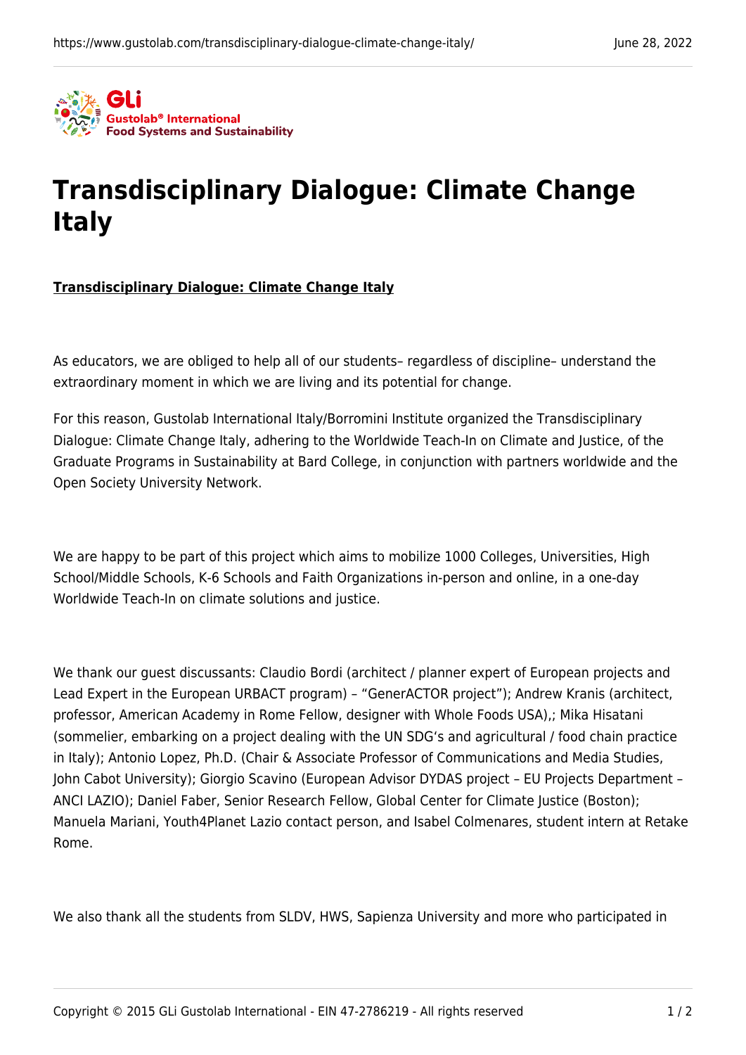# Transdisciplinary Dialogue: Climate Change Italy

**Transdisciplinary Dialogue: Climate Change Italy**

As educators, we are obliged to help all of our students– regardless of discipline– understand the extraordinary moment in which we are living and its potential for change.

For this reason, Gustolab International Italy/Borromini Institute organized the Transdisciplinary Dialogue: Climate Change Italy, adhering to the Worldwide Teach-In on Climate and Justice, of the Graduate Programs in Sustainability at Bard College, in conjunction with partners worldwide and the Open Society University Network.

We are happy to be part of this project which aims to mobilize 1000 Colleges, Universities, High School/Middle Schools, K-6 Schools and Faith Organizations in-person and online, in a one-day Worldwide Teach-In on climate solutions and justice.

We thank our guest discussants: Claudio Bordi (architect / planner expert of European projects and Lead Expert in the European URBACT program) – "GenerACTOR project"); Andrew Kranis (architect, professor, American Academy in Rome Fellow, designer with Whole Foods USA),; Mika Hisatani (sommelier, embarking on a project dealing with the UN SDG's and agricultural / food chain practice in Italy); Antonio Lopez, Ph.D. (Chair & Associate Professor of Communications and Media Studies, John Cabot University); Giorgio Scavino (European Advisor DYDAS project – EU Projects Department – ANCI LAZIO); Daniel Faber, Senior Research Fellow, Global Center for Climate Justice (Boston); Manuela Mariani, Youth4Planet Lazio contact person, and Isabel Colmenares, student intern at Retake Rome.

We also thank all the students from SLDV, HWS, Sapienza University and more who participated in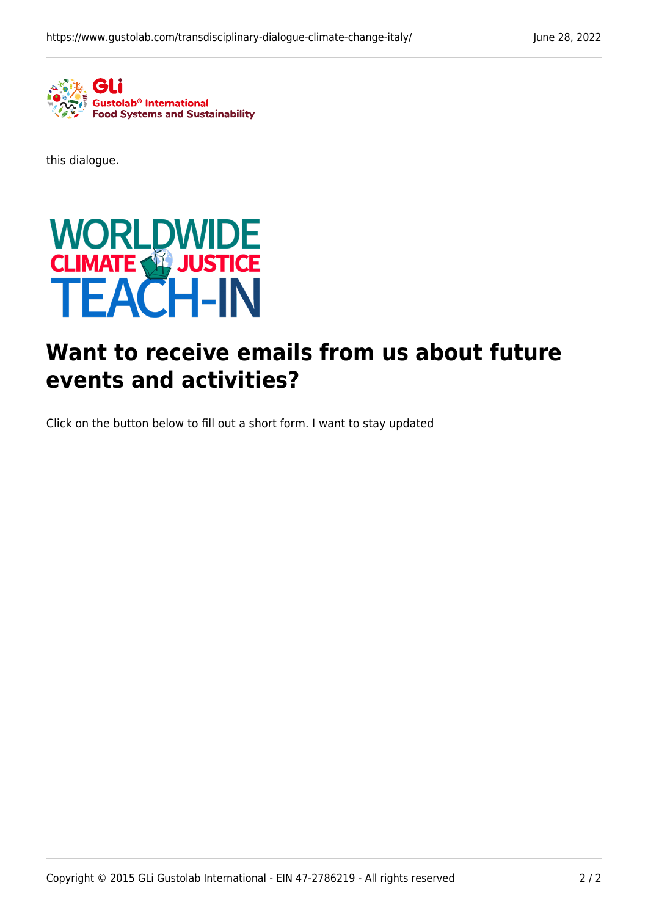this dialogue.

## Want to receive emails from us about future events and activities?

Click on the button below to fill out a short form. I want to stay updated